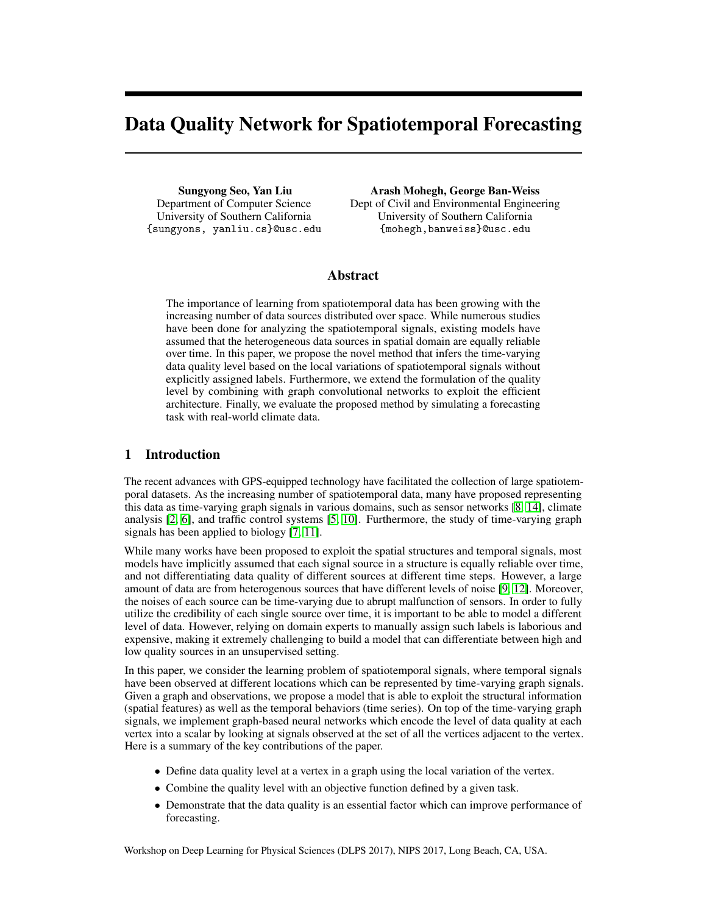# Data Quality Network for Spatiotemporal Forecasting

**Sungyong Seo, Yan Liu**
Department of Computer Science
University of Southern California
{sungyons, yanliu.cs}@usc.edu

**Arash Mohegh, George Ban-Weiss**
Dept of Civil and Environmental Engineering
University of Southern California
{mohegh,banweiss}@usc.edu

## Abstract

The importance of learning from spatiotemporal data has been growing with the increasing number of data sources distributed over space. While numerous studies have been done for analyzing the spatiotemporal signals, existing models have assumed that the heterogeneous data sources in spatial domain are equally reliable over time. In this paper, we propose the novel method that infers the time-varying data quality level based on the local variations of spatiotemporal signals without explicitly assigned labels. Furthermore, we extend the formulation of the quality level by combining with graph convolutional networks to exploit the efficient architecture. Finally, we evaluate the proposed method by simulating a forecasting task with real-world climate data.

## 1 Introduction

The recent advances with GPS-equipped technology have facilitated the collection of large spatiotemporal datasets. As the increasing number of spatiotemporal data, many have proposed representing this data as time-varying graph signals in various domains, such as sensor networks [8, 14], climate analysis [2, 6], and traffic control systems [5, 10]. Furthermore, the study of time-varying graph signals has been applied to biology [7, 11].

While many works have been proposed to exploit the spatial structures and temporal signals, most models have implicitly assumed that each signal source in a structure is equally reliable over time, and not differentiating data quality of different sources at different time steps. However, a large amount of data are from heterogenous sources that have different levels of noise [9, 12]. Moreover, the noises of each source can be time-varying due to abrupt malfunction of sensors. In order to fully utilize the credibility of each single source over time, it is important to be able to model a different level of data. However, relying on domain experts to manually assign such labels is laborious and expensive, making it extremely challenging to build a model that can differentiate between high and low quality sources in an unsupervised setting.

In this paper, we consider the learning problem of spatiotemporal signals, where temporal signals have been observed at different locations which can be represented by time-varying graph signals. Given a graph and observations, we propose a model that is able to exploit the structural information (spatial features) as well as the temporal behaviors (time series). On top of the time-varying graph signals, we implement graph-based neural networks which encode the level of data quality at each vertex into a scalar by looking at signals observed at the set of all the vertices adjacent to the vertex. Here is a summary of the key contributions of the paper.

- Define data quality level at a vertex in a graph using the local variation of the vertex.
- Combine the quality level with an objective function defined by a given task.
- Demonstrate that the data quality is an essential factor which can improve performance of forecasting.

Workshop on Deep Learning for Physical Sciences (DLPS 2017), NIPS 2017, Long Beach, CA, USA.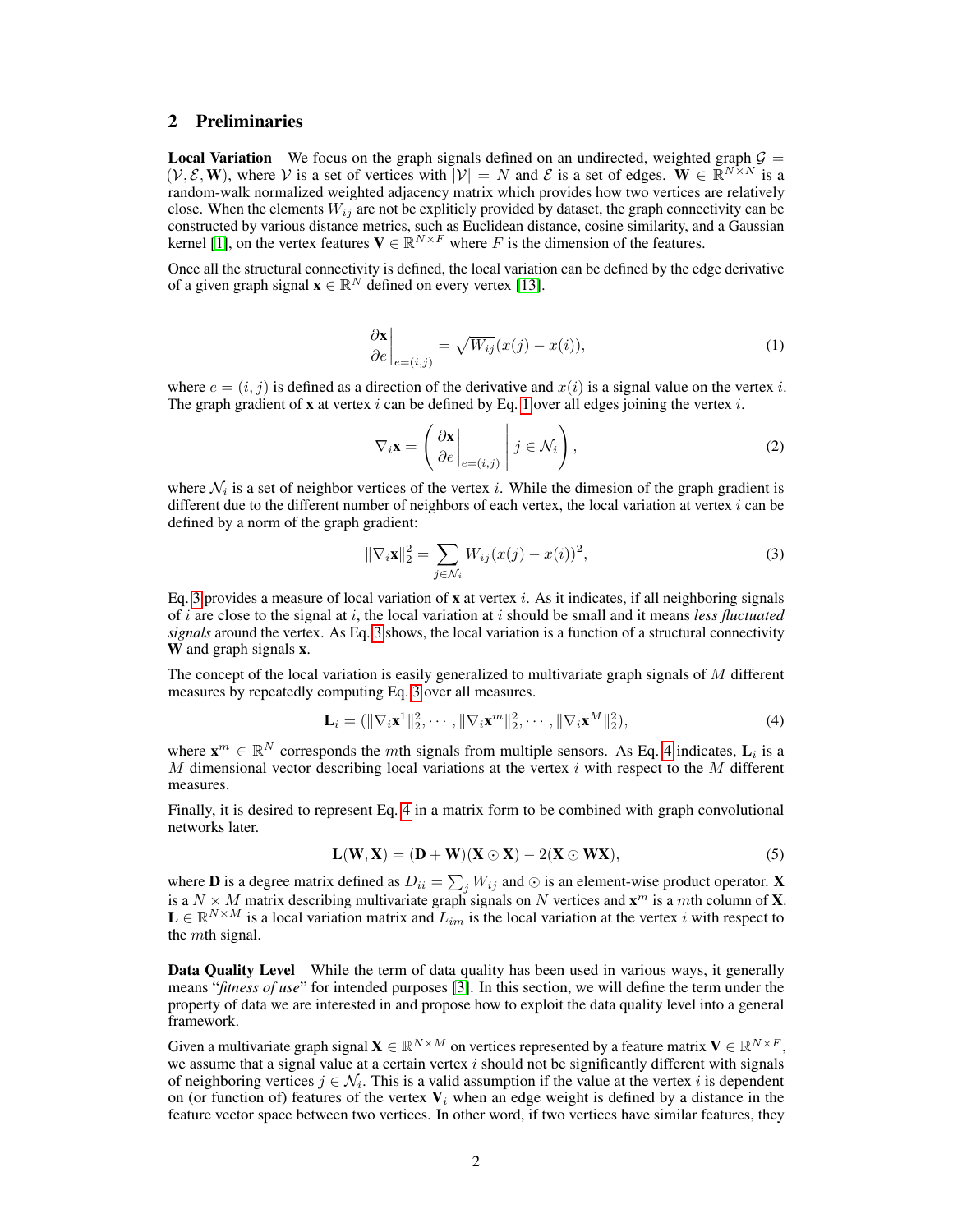## 2 Preliminaries

**Local Variation** We focus on the graph signals defined on an undirected, weighted graph $\mathcal{G} = (\mathcal{V}, \mathcal{E}, \mathbf{W})$, where $\mathcal{V}$ is a set of vertices with $|\mathcal{V}| = N$ and $\mathcal{E}$ is a set of edges. $\mathbf{W} \in \mathbb{R}^{N \times N}$ is a random-walk normalized weighted adjacency matrix which provides how two vertices are relatively close. When the elements $W_{ij}$ are not be expliticly provided by dataset, the graph connectivity can be constructed by various distance metrics, such as Euclidean distance, cosine similarity, and a Gaussian kernel [1], on the vertex features $\mathbf{V} \in \mathbb{R}^{N \times F}$ where $F$ is the dimension of the features.

Once all the structural connectivity is defined, the local variation can be defined by the edge derivative of a given graph signal $\mathbf{x} \in \mathbb{R}^N$ defined on every vertex [13].

$$\left.\frac{\partial \mathbf{x}}{\partial e}\right|_{e=(i,j)} = \sqrt{W_{ij}}(x(j) - x(i)), \tag{1}$$

where $e = (i, j)$ is defined as a direction of the derivative and $x(i)$ is a signal value on the vertex $i$. The graph gradient of $\mathbf{x}$ at vertex $i$ can be defined by Eq. 1 over all edges joining the vertex $i$.

$$\nabla_i \mathbf{x} = \left( \left.\frac{\partial \mathbf{x}}{\partial e}\right|_{e=(i,j)} \middle|\, j \in \mathcal{N}_i \right), \tag{2}$$

where $\mathcal{N}_i$ is a set of neighbor vertices of the vertex $i$. While the dimesion of the graph gradient is different due to the different number of neighbors of each vertex, the local variation at vertex $i$ can be defined by a norm of the graph gradient:

$$\|\nabla_i \mathbf{x}\|_2^2 = \sum_{j \in \mathcal{N}_i} W_{ij}(x(j) - x(i))^2, \tag{3}$$

Eq. 3 provides a measure of local variation of $\mathbf{x}$ at vertex $i$. As it indicates, if all neighboring signals of $i$ are close to the signal at $i$, the local variation at $i$ should be small and it means *less fluctuated signals* around the vertex. As Eq. 3 shows, the local variation is a function of a structural connectivity $\mathbf{W}$ and graph signals $\mathbf{x}$.

The concept of the local variation is easily generalized to multivariate graph signals of $M$ different measures by repeatedly computing Eq. 3 over all measures.

$$\mathbf{L}_i = (\|\nabla_i \mathbf{x}^1\|_2^2, \cdots, \|\nabla_i \mathbf{x}^m\|_2^2, \cdots, \|\nabla_i \mathbf{x}^M\|_2^2), \tag{4}$$

where $\mathbf{x}^m \in \mathbb{R}^N$ corresponds the $m$th signals from multiple sensors. As Eq. 4 indicates, $\mathbf{L}_i$ is a $M$ dimensional vector describing local variations at the vertex $i$ with respect to the $M$ different measures.

Finally, it is desired to represent Eq. 4 in a matrix form to be combined with graph convolutional networks later.

$$\mathbf{L}(\mathbf{W}, \mathbf{X}) = (\mathbf{D} + \mathbf{W})(\mathbf{X} \odot \mathbf{X}) - 2(\mathbf{X} \odot \mathbf{W}\mathbf{X}), \tag{5}$$

where $\mathbf{D}$ is a degree matrix defined as $D_{ii} = \sum_j W_{ij}$ and $\odot$ is an element-wise product operator. $\mathbf{X}$ is a $N \times M$ matrix describing multivariate graph signals on $N$ vertices and $\mathbf{x}^m$ is a $m$th column of $\mathbf{X}$. $\mathbf{L} \in \mathbb{R}^{N \times M}$ is a local variation matrix and $L_{im}$ is the local variation at the vertex $i$ with respect to the $m$th signal.

**Data Quality Level** While the term of data quality has been used in various ways, it generally means "*fitness of use*" for intended purposes [3]. In this section, we will define the term under the property of data we are interested in and propose how to exploit the data quality level into a general framework.

Given a multivariate graph signal $\mathbf{X} \in \mathbb{R}^{N \times M}$ on vertices represented by a feature matrix $\mathbf{V} \in \mathbb{R}^{N \times F}$, we assume that a signal value at a certain vertex $i$ should not be significantly different with signals of neighboring vertices $j \in \mathcal{N}_i$. This is a valid assumption if the value at the vertex $i$ is dependent on (or function of) features of the vertex $\mathbf{V}_i$ when an edge weight is defined by a distance in the feature vector space between two vertices. In other word, if two vertices have similar features, they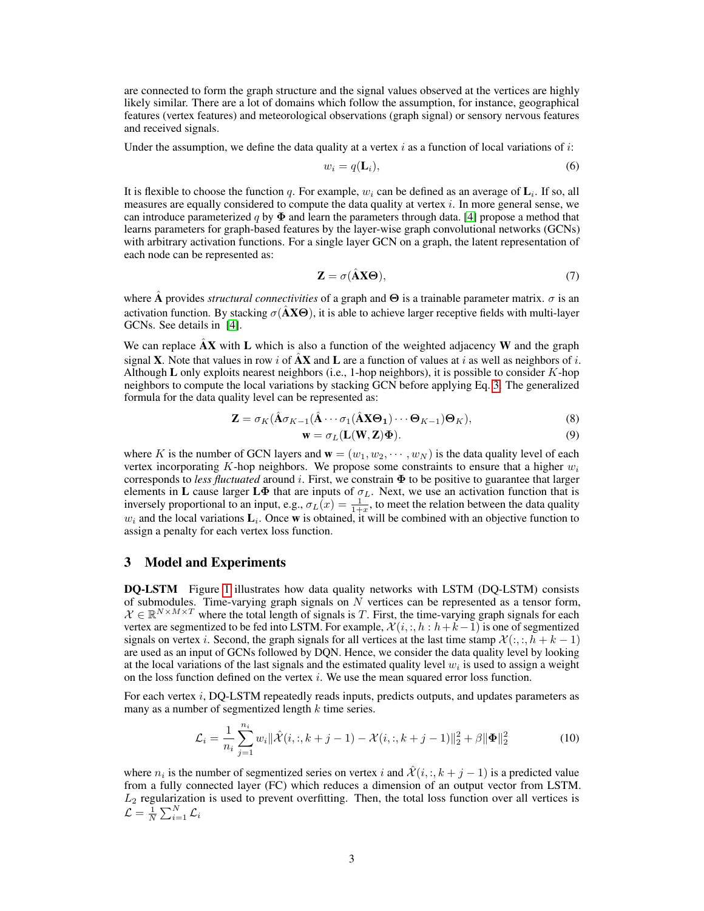are connected to form the graph structure and the signal values observed at the vertices are highly likely similar. There are a lot of domains which follow the assumption, for instance, geographical features (vertex features) and meteorological observations (graph signal) or sensory nervous features and received signals.

Under the assumption, we define the data quality at a vertex $i$ as a function of local variations of $i$:

$$w_i = q(\mathbf{L}_i), \tag{6}$$

It is flexible to choose the function $q$. For example, $w_i$ can be defined as an average of $\mathbf{L}_i$. If so, all measures are equally considered to compute the data quality at vertex $i$. In more general sense, we can introduce parameterized $q$ by $\mathbf{\Phi}$ and learn the parameters through data. [4] propose a method that learns parameters for graph-based features by the layer-wise graph convolutional networks (GCNs) with arbitrary activation functions. For a single layer GCN on a graph, the latent representation of each node can be represented as:

$$\mathbf{Z} = \sigma(\hat{\mathbf{A}}\mathbf{X}\mathbf{\Theta}), \tag{7}$$

where $\hat{\mathbf{A}}$ provides *structural connectivities* of a graph and $\mathbf{\Theta}$ is a trainable parameter matrix. $\sigma$ is an activation function. By stacking $\sigma(\hat{\mathbf{A}}\mathbf{X}\mathbf{\Theta})$, it is able to achieve larger receptive fields with multi-layer GCNs. See details in [4].

We can replace $\hat{\mathbf{A}}\mathbf{X}$ with $\mathbf{L}$ which is also a function of the weighted adjacency $\mathbf{W}$ and the graph signal $\mathbf{X}$. Note that values in row $i$ of $\hat{\mathbf{A}}\mathbf{X}$ and $\mathbf{L}$ are a function of values at $i$ as well as neighbors of $i$. Although $\mathbf{L}$ only exploits nearest neighbors (i.e., 1-hop neighbors), it is possible to consider $K$-hop neighbors to compute the local variations by stacking GCN before applying Eq. 3. The generalized formula for the data quality level can be represented as:

$$\mathbf{Z} = \sigma_K(\hat{\mathbf{A}}\sigma_{K-1}(\hat{\mathbf{A}}\cdots\sigma_1(\hat{\mathbf{A}}\mathbf{X}\mathbf{\Theta_1})\cdots\mathbf{\Theta}_{K-1})\mathbf{\Theta}_K), \tag{8}$$

$$\mathbf{w} = \sigma_L(\mathbf{L}(\mathbf{W},\mathbf{Z})\mathbf{\Phi}). \tag{9}$$

where $K$ is the number of GCN layers and $\mathbf{w} = (w_1, w_2, \cdots, w_N)$ is the data quality level of each vertex incorporating $K$-hop neighbors. We propose some constraints to ensure that a higher $w_i$ corresponds to *less fluctuated* around $i$. First, we constrain $\mathbf{\Phi}$ to be positive to guarantee that larger elements in $\mathbf{L}$ cause larger $\mathbf{L}\mathbf{\Phi}$ that are inputs of $\sigma_L$. Next, we use an activation function that is inversely proportional to an input, e.g., $\sigma_L(x) = \frac{1}{1+x}$, to meet the relation between the data quality $w_i$ and the local variations $\mathbf{L}_i$. Once $\mathbf{w}$ is obtained, it will be combined with an objective function to assign a penalty for each vertex loss function.

## 3 Model and Experiments

**DQ-LSTM** Figure 1 illustrates how data quality networks with LSTM (DQ-LSTM) consists of submodules. Time-varying graph signals on $N$ vertices can be represented as a tensor form, $\mathcal{X} \in \mathbb{R}^{N\times M\times T}$ where the total length of signals is $T$. First, the time-varying graph signals for each vertex are segmentized to be fed into LSTM. For example, $\mathcal{X}(i,:,h:h+k-1)$ is one of segmentized signals on vertex $i$. Second, the graph signals for all vertices at the last time stamp $\mathcal{X}(:,:,h+k-1)$ are used as an input of GCNs followed by DQN. Hence, we consider the data quality level by looking at the local variations of the last signals and the estimated quality level $w_i$ is used to assign a weight on the loss function defined on the vertex $i$. We use the mean squared error loss function.

For each vertex $i$, DQ-LSTM repeatedly reads inputs, predicts outputs, and updates parameters as many as a number of segmentized length $k$ time series.

$$\mathcal{L}_i = \frac{1}{n_i}\sum_{j=1}^{n_i} w_i \|\hat{\mathcal{X}}(i,:,k+j-1) - \mathcal{X}(i,:,k+j-1)\|_2^2 + \beta\|\mathbf{\Phi}\|_2^2 \tag{10}$$

where $n_i$ is the number of segmentized series on vertex $i$ and $\hat{\mathcal{X}}(i,:,k+j-1)$ is a predicted value from a fully connected layer (FC) which reduces a dimension of an output vector from LSTM. $L_2$ regularization is used to prevent overfitting. Then, the total loss function over all vertices is $\mathcal{L} = \frac{1}{N}\sum_{i=1}^{N}\mathcal{L}_i$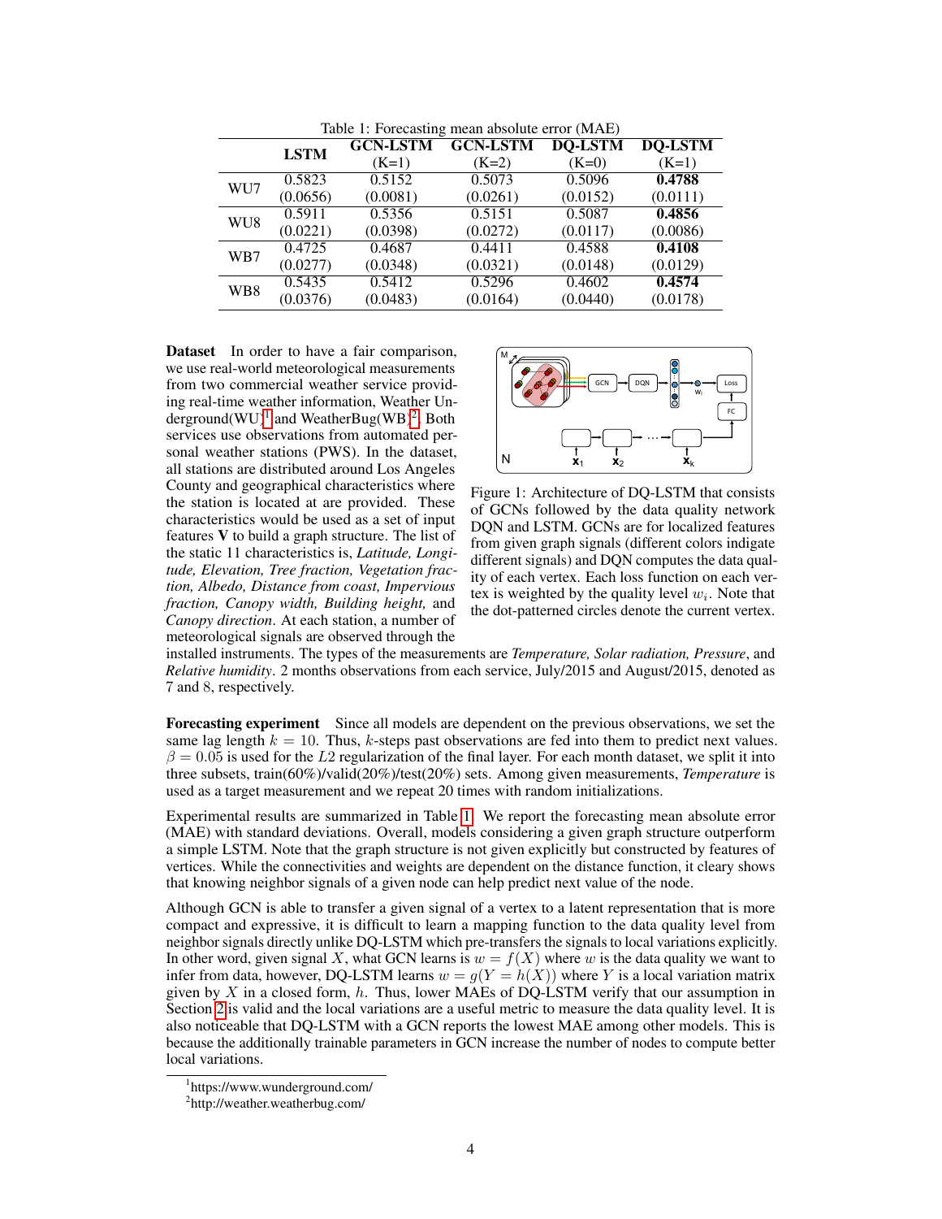Table 1: Forecasting mean absolute error (MAE)

| | **LSTM** | **GCN-LSTM** (K=1) | **GCN-LSTM** (K=2) | **DQ-LSTM** (K=0) | **DQ-LSTM** (K=1) |
|---|---|---|---|---|---|
| WU7 | 0.5823 (0.0656) | 0.5152 (0.0081) | 0.5073 (0.0261) | 0.5096 (0.0152) | **0.4788** (0.0111) |
| WU8 | 0.5911 (0.0221) | 0.5356 (0.0398) | 0.5151 (0.0272) | 0.5087 (0.0117) | **0.4856** (0.0086) |
| WB7 | 0.4725 (0.0277) | 0.4687 (0.0348) | 0.4411 (0.0321) | 0.4588 (0.0148) | **0.4108** (0.0129) |
| WB8 | 0.5435 (0.0376) | 0.5412 (0.0483) | 0.5296 (0.0164) | 0.4602 (0.0440) | **0.4574** (0.0178) |

Figure 1: Architecture of DQ-LSTM that consists of GCNs followed by the data quality network DQN and LSTM. GCNs are for localized features from given graph signals (different colors indigate different signals) and DQN computes the data quality of each vertex. Each loss function on each vertex is weighted by the quality level $w_i$. Note that the dot-patterned circles denote the current vertex.

**Dataset** In order to have a fair comparison, we use real-world meteorological measurements from two commercial weather service providing real-time weather information, Weather Underground(WU)[1] and WeatherBug(WB)[2]. Both services use observations from automated personal weather stations (PWS). In the dataset, all stations are distributed around Los Angeles County and geographical characteristics where the station is located at are provided. These characteristics would be used as a set of input features $\mathbf{V}$ to build a graph structure. The list of the static 11 characteristics is, *Latitude, Longitude, Elevation, Tree fraction, Vegetation fraction, Albedo, Distance from coast, Impervious fraction, Canopy width, Building height,* and *Canopy direction*. At each station, a number of meteorological signals are observed through the installed instruments. The types of the measurements are *Temperature, Solar radiation, Pressure*, and *Relative humidity*. 2 months observations from each service, July/2015 and August/2015, denoted as 7 and 8, respectively.

**Forecasting experiment** Since all models are dependent on the previous observations, we set the same lag length $k = 10$. Thus, $k$-steps past observations are fed into them to predict next values. $\beta = 0.05$ is used for the $L2$ regularization of the final layer. For each month dataset, we split it into three subsets, train(60%)/valid(20%)/test(20%) sets. Among given measurements, *Temperature* is used as a target measurement and we repeat 20 times with random initializations.

Experimental results are summarized in Table 1. We report the forecasting mean absolute error (MAE) with standard deviations. Overall, models considering a given graph structure outperform a simple LSTM. Note that the graph structure is not given explicitly but constructed by features of vertices. While the connectivities and weights are dependent on the distance function, it cleary shows that knowing neighbor signals of a given node can help predict next value of the node.

Although GCN is able to transfer a given signal of a vertex to a latent representation that is more compact and expressive, it is difficult to learn a mapping function to the data quality level from neighbor signals directly unlike DQ-LSTM which pre-transfers the signals to local variations explicitly. In other word, given signal $X$, what GCN learns is $w = f(X)$ where $w$ is the data quality we want to infer from data, however, DQ-LSTM learns $w = g(Y = h(X))$ where $Y$ is a local variation matrix given by $X$ in a closed form, $h$. Thus, lower MAEs of DQ-LSTM verify that our assumption in Section 2 is valid and the local variations are a useful metric to measure the data quality level. It is also noticeable that DQ-LSTM with a GCN reports the lowest MAE among other models. This is because the additionally trainable parameters in GCN increase the number of nodes to compute better local variations.

[1] https://www.wunderground.com/

[2] http://weather.weatherbug.com/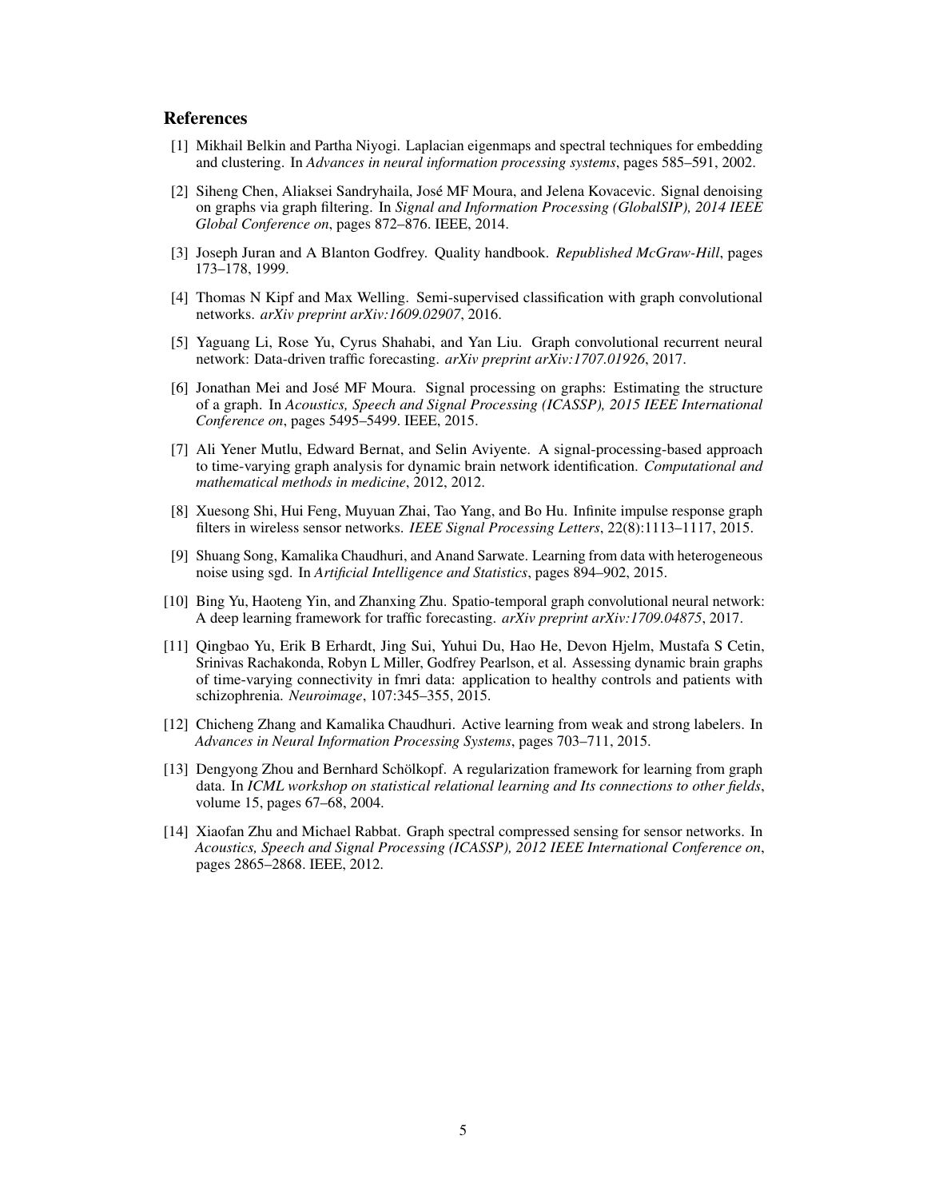## References

[1] Mikhail Belkin and Partha Niyogi. Laplacian eigenmaps and spectral techniques for embedding and clustering. In *Advances in neural information processing systems*, pages 585–591, 2002.

[2] Siheng Chen, Aliaksei Sandryhaila, José MF Moura, and Jelena Kovacevic. Signal denoising on graphs via graph filtering. In *Signal and Information Processing (GlobalSIP), 2014 IEEE Global Conference on*, pages 872–876. IEEE, 2014.

[3] Joseph Juran and A Blanton Godfrey. Quality handbook. *Republished McGraw-Hill*, pages 173–178, 1999.

[4] Thomas N Kipf and Max Welling. Semi-supervised classification with graph convolutional networks. *arXiv preprint arXiv:1609.02907*, 2016.

[5] Yaguang Li, Rose Yu, Cyrus Shahabi, and Yan Liu. Graph convolutional recurrent neural network: Data-driven traffic forecasting. *arXiv preprint arXiv:1707.01926*, 2017.

[6] Jonathan Mei and José MF Moura. Signal processing on graphs: Estimating the structure of a graph. In *Acoustics, Speech and Signal Processing (ICASSP), 2015 IEEE International Conference on*, pages 5495–5499. IEEE, 2015.

[7] Ali Yener Mutlu, Edward Bernat, and Selin Aviyente. A signal-processing-based approach to time-varying graph analysis for dynamic brain network identification. *Computational and mathematical methods in medicine*, 2012, 2012.

[8] Xuesong Shi, Hui Feng, Muyuan Zhai, Tao Yang, and Bo Hu. Infinite impulse response graph filters in wireless sensor networks. *IEEE Signal Processing Letters*, 22(8):1113–1117, 2015.

[9] Shuang Song, Kamalika Chaudhuri, and Anand Sarwate. Learning from data with heterogeneous noise using sgd. In *Artificial Intelligence and Statistics*, pages 894–902, 2015.

[10] Bing Yu, Haoteng Yin, and Zhanxing Zhu. Spatio-temporal graph convolutional neural network: A deep learning framework for traffic forecasting. *arXiv preprint arXiv:1709.04875*, 2017.

[11] Qingbao Yu, Erik B Erhardt, Jing Sui, Yuhui Du, Hao He, Devon Hjelm, Mustafa S Cetin, Srinivas Rachakonda, Robyn L Miller, Godfrey Pearlson, et al. Assessing dynamic brain graphs of time-varying connectivity in fmri data: application to healthy controls and patients with schizophrenia. *Neuroimage*, 107:345–355, 2015.

[12] Chicheng Zhang and Kamalika Chaudhuri. Active learning from weak and strong labelers. In *Advances in Neural Information Processing Systems*, pages 703–711, 2015.

[13] Dengyong Zhou and Bernhard Schölkopf. A regularization framework for learning from graph data. In *ICML workshop on statistical relational learning and Its connections to other fields*, volume 15, pages 67–68, 2004.

[14] Xiaofan Zhu and Michael Rabbat. Graph spectral compressed sensing for sensor networks. In *Acoustics, Speech and Signal Processing (ICASSP), 2012 IEEE International Conference on*, pages 2865–2868. IEEE, 2012.